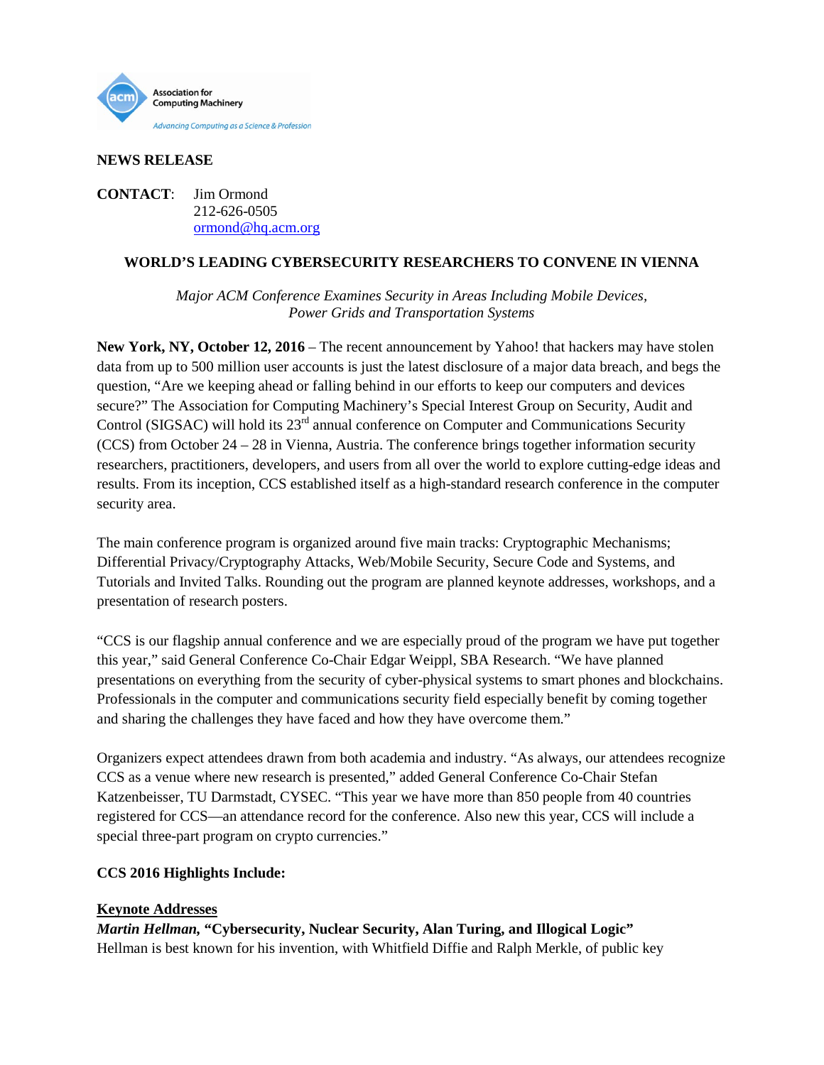Association for Computing Machinery

*Advancing Computing as a Science & Profession*

**NEWS RELEASE**

**CONTACT**: Jim Ormond
212-626-0505
ormond@hq.acm.org

**WORLD'S LEADING CYBERSECURITY RESEARCHERS TO CONVENE IN VIENNA**

*Major ACM Conference Examines Security in Areas Including Mobile Devices, Power Grids and Transportation Systems*

**New York, NY, October 12, 2016** – The recent announcement by Yahoo! that hackers may have stolen data from up to 500 million user accounts is just the latest disclosure of a major data breach, and begs the question, "Are we keeping ahead or falling behind in our efforts to keep our computers and devices secure?" The Association for Computing Machinery's Special Interest Group on Security, Audit and Control (SIGSAC) will hold its 23rd annual conference on Computer and Communications Security (CCS) from October 24 – 28 in Vienna, Austria. The conference brings together information security researchers, practitioners, developers, and users from all over the world to explore cutting-edge ideas and results. From its inception, CCS established itself as a high-standard research conference in the computer security area.

The main conference program is organized around five main tracks: Cryptographic Mechanisms; Differential Privacy/Cryptography Attacks, Web/Mobile Security, Secure Code and Systems, and Tutorials and Invited Talks. Rounding out the program are planned keynote addresses, workshops, and a presentation of research posters.

"CCS is our flagship annual conference and we are especially proud of the program we have put together this year," said General Conference Co-Chair Edgar Weippl, SBA Research. "We have planned presentations on everything from the security of cyber-physical systems to smart phones and blockchains. Professionals in the computer and communications security field especially benefit by coming together and sharing the challenges they have faced and how they have overcome them."

Organizers expect attendees drawn from both academia and industry. "As always, our attendees recognize CCS as a venue where new research is presented," added General Conference Co-Chair Stefan Katzenbeisser, TU Darmstadt, CYSEC. "This year we have more than 850 people from 40 countries registered for CCS—an attendance record for the conference. Also new this year, CCS will include a special three-part program on crypto currencies."

**CCS 2016 Highlights Include:**

**Keynote Addresses**

***Martin Hellman*, "Cybersecurity, Nuclear Security, Alan Turing, and Illogical Logic"**

Hellman is best known for his invention, with Whitfield Diffie and Ralph Merkle, of public key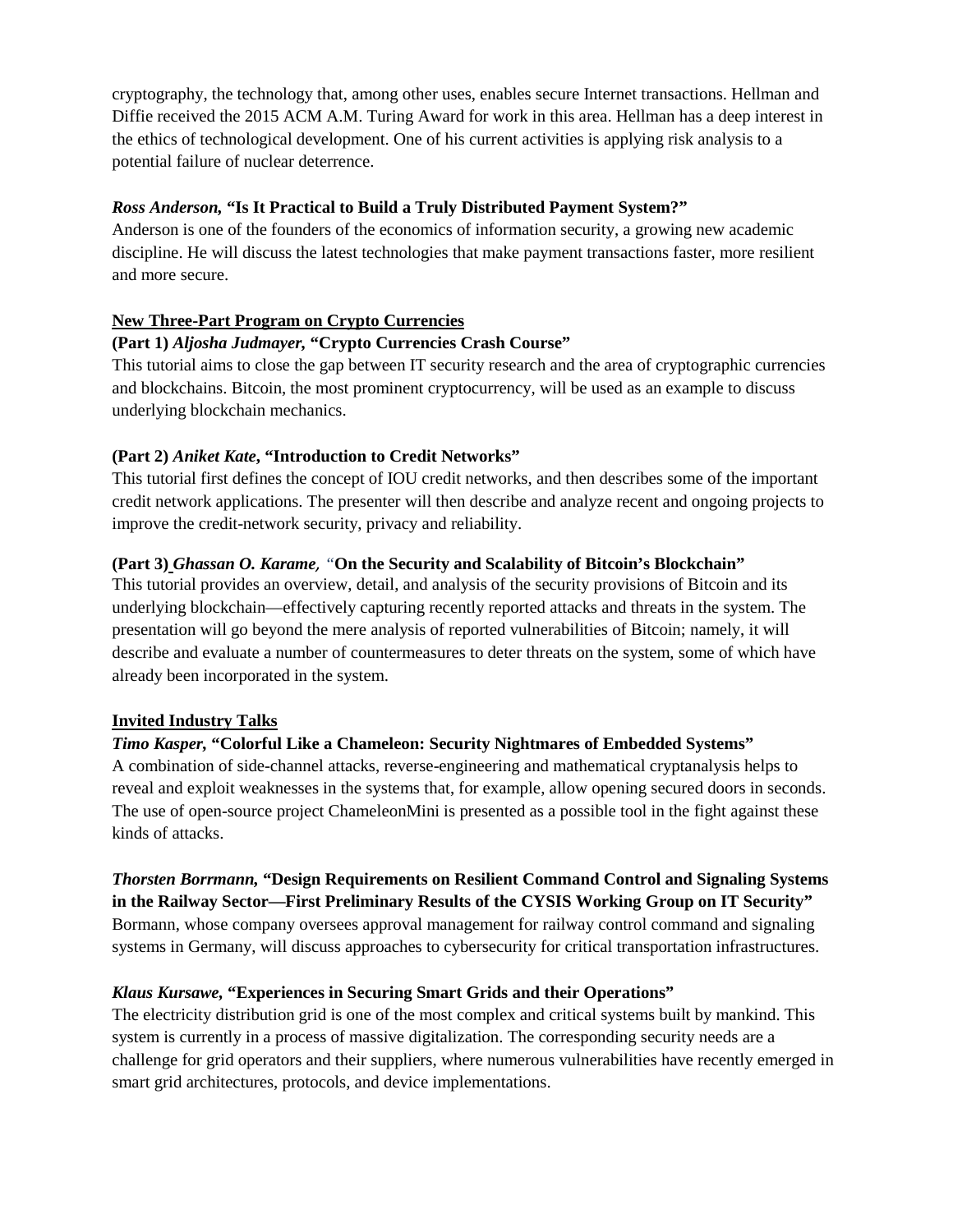cryptography, the technology that, among other uses, enables secure Internet transactions. Hellman and Diffie received the 2015 ACM A.M. Turing Award for work in this area. Hellman has a deep interest in the ethics of technological development. One of his current activities is applying risk analysis to a potential failure of nuclear deterrence.

***Ross Anderson,* "Is It Practical to Build a Truly Distributed Payment System?"**
Anderson is one of the founders of the economics of information security, a growing new academic discipline. He will discuss the latest technologies that make payment transactions faster, more resilient and more secure.

**New Three-Part Program on Crypto Currencies**

**(Part 1) *Aljosha Judmayer,* "Crypto Currencies Crash Course"**
This tutorial aims to close the gap between IT security research and the area of cryptographic currencies and blockchains. Bitcoin, the most prominent cryptocurrency, will be used as an example to discuss underlying blockchain mechanics.

**(Part 2) *Aniket Kate*, "Introduction to Credit Networks"**
This tutorial first defines the concept of IOU credit networks, and then describes some of the important credit network applications. The presenter will then describe and analyze recent and ongoing projects to improve the credit-network security, privacy and reliability.

**(Part 3) *Ghassan O. Karame,* "On the Security and Scalability of Bitcoin's Blockchain"**
This tutorial provides an overview, detail, and analysis of the security provisions of Bitcoin and its underlying blockchain—effectively capturing recently reported attacks and threats in the system. The presentation will go beyond the mere analysis of reported vulnerabilities of Bitcoin; namely, it will describe and evaluate a number of countermeasures to deter threats on the system, some of which have already been incorporated in the system.

**Invited Industry Talks**

***Timo Kasper,* "Colorful Like a Chameleon: Security Nightmares of Embedded Systems"**
A combination of side-channel attacks, reverse-engineering and mathematical cryptanalysis helps to reveal and exploit weaknesses in the systems that, for example, allow opening secured doors in seconds. The use of open-source project ChameleonMini is presented as a possible tool in the fight against these kinds of attacks.

***Thorsten Borrmann,* "Design Requirements on Resilient Command Control and Signaling Systems in the Railway Sector—First Preliminary Results of the CYSIS Working Group on IT Security"**
Bormann, whose company oversees approval management for railway control command and signaling systems in Germany, will discuss approaches to cybersecurity for critical transportation infrastructures.

***Klaus Kursawe,* "Experiences in Securing Smart Grids and their Operations"**
The electricity distribution grid is one of the most complex and critical systems built by mankind. This system is currently in a process of massive digitalization. The corresponding security needs are a challenge for grid operators and their suppliers, where numerous vulnerabilities have recently emerged in smart grid architectures, protocols, and device implementations.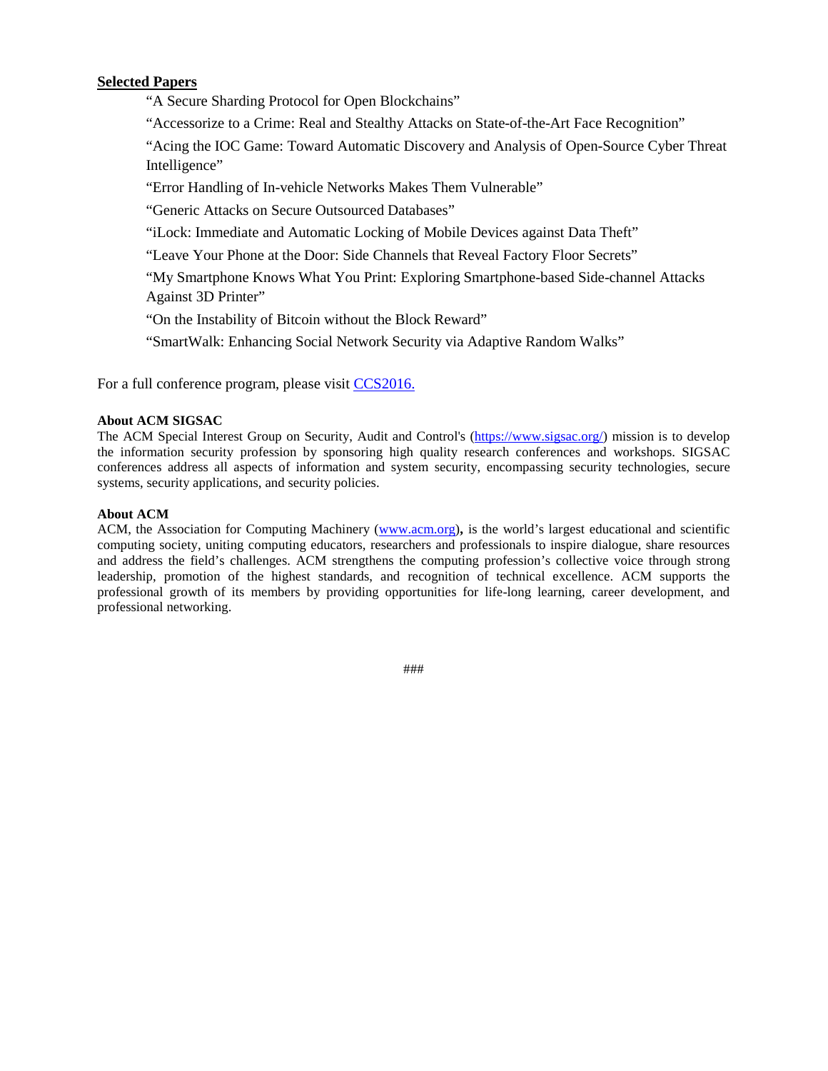**Selected Papers**

“A Secure Sharding Protocol for Open Blockchains”

“Accessorize to a Crime: Real and Stealthy Attacks on State-of-the-Art Face Recognition”

“Acing the IOC Game: Toward Automatic Discovery and Analysis of Open-Source Cyber Threat Intelligence”

“Error Handling of In-vehicle Networks Makes Them Vulnerable”

“Generic Attacks on Secure Outsourced Databases”

“iLock: Immediate and Automatic Locking of Mobile Devices against Data Theft”

“Leave Your Phone at the Door: Side Channels that Reveal Factory Floor Secrets”

“My Smartphone Knows What You Print: Exploring Smartphone-based Side-channel Attacks Against 3D Printer”

“On the Instability of Bitcoin without the Block Reward”

“SmartWalk: Enhancing Social Network Security via Adaptive Random Walks”

For a full conference program, please visit CCS2016.

**About ACM SIGSAC**

The ACM Special Interest Group on Security, Audit and Control's (https://www.sigsac.org/) mission is to develop the information security profession by sponsoring high quality research conferences and workshops. SIGSAC conferences address all aspects of information and system security, encompassing security technologies, secure systems, security applications, and security policies.

**About ACM**

ACM, the Association for Computing Machinery (www.acm.org)**,** is the world’s largest educational and scientific computing society, uniting computing educators, researchers and professionals to inspire dialogue, share resources and address the field’s challenges. ACM strengthens the computing profession’s collective voice through strong leadership, promotion of the highest standards, and recognition of technical excellence. ACM supports the professional growth of its members by providing opportunities for life-long learning, career development, and professional networking.

###